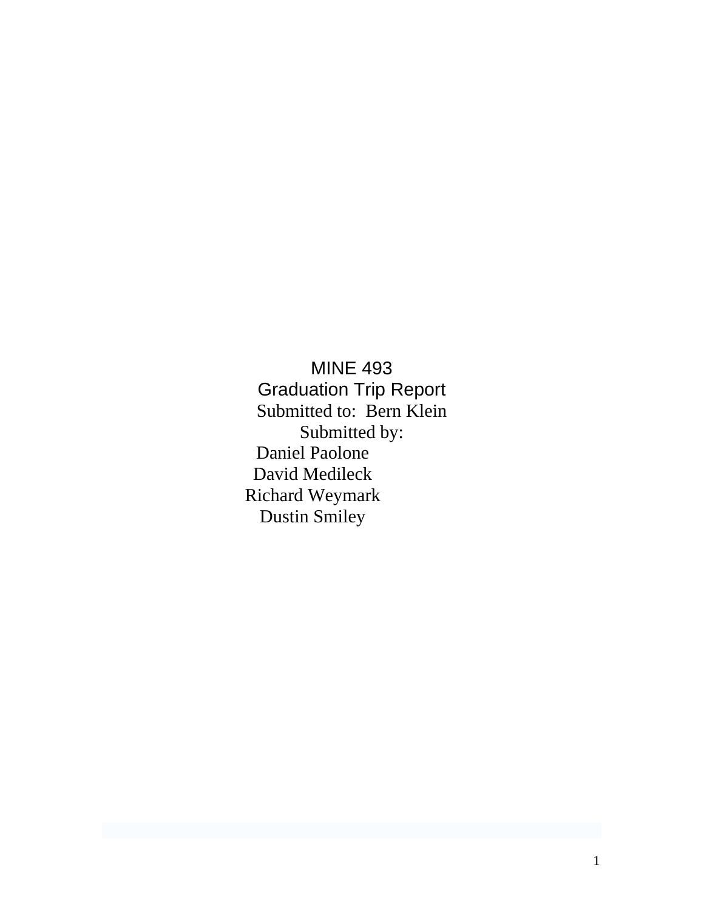# MINE 493

## Graduation Trip Report

Submitted to: Bern Klein

Submitted by:

Daniel Paolone

David Medileck

Richard Weymark

Dustin Smiley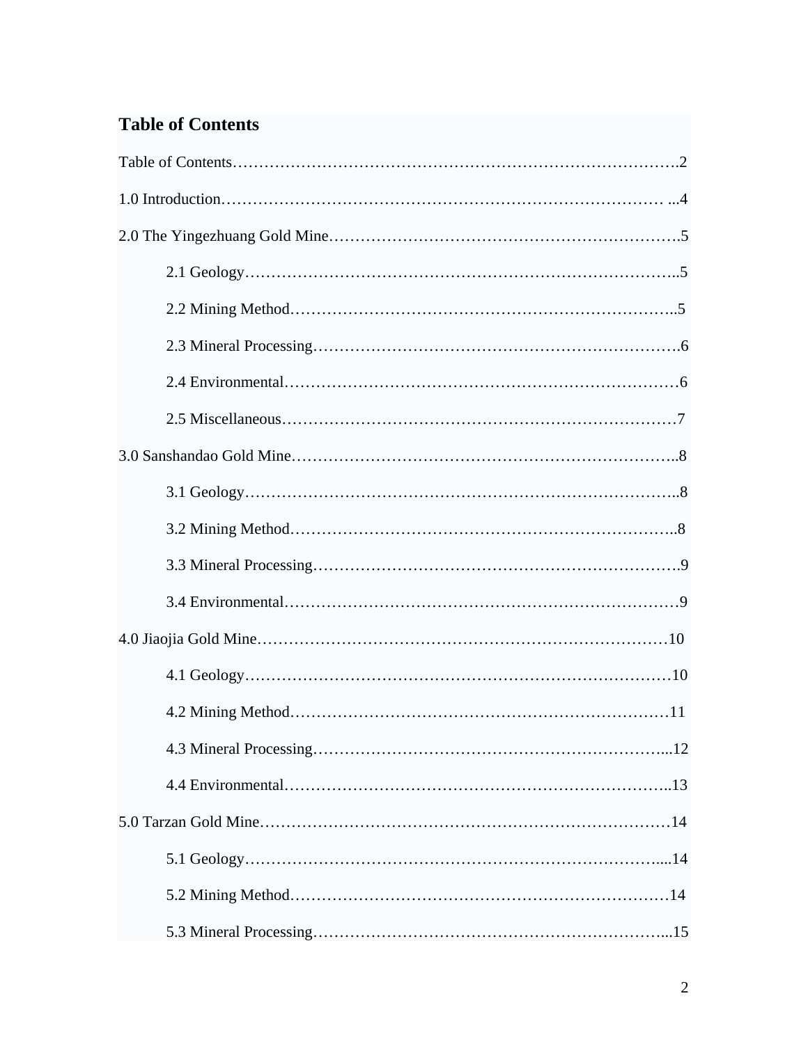# Table of Contents

Table of Contents……………………………………………………………………….2

1.0 Introduction……………………………………………………………………… ...4

2.0 The Yingezhuang Gold Mine……………………………………………………….5

  2.1 Geology……………………………………………………………………..5

  2.2 Mining Method……………………………………………………………..5

  2.3 Mineral Processing…………………………………………………………6

  2.4 Environmental………………………………………………………………6

  2.5 Miscellaneous………………………………………………………………7

3.0 Sanshandao Gold Mine……………………………………………………………..8

  3.1 Geology……………………………………………………………………..8

  3.2 Mining Method……………………………………………………………..8

  3.3 Mineral Processing…………………………………………………………9

  3.4 Environmental………………………………………………………………9

4.0 Jiaojia Gold Mine…………………………………………………………………10

  4.1 Geology……………………………………………………………………10

  4.2 Mining Method……………………………………………………………11

  4.3 Mineral Processing………………………………………………………...12

  4.4 Environmental……………………………………………………………..13

5.0 Tarzan Gold Mine…………………………………………………………………14

  5.1 Geology…………………………………………………………………....14

  5.2 Mining Method……………………………………………………………14

  5.3 Mineral Processing………………………………………………………...15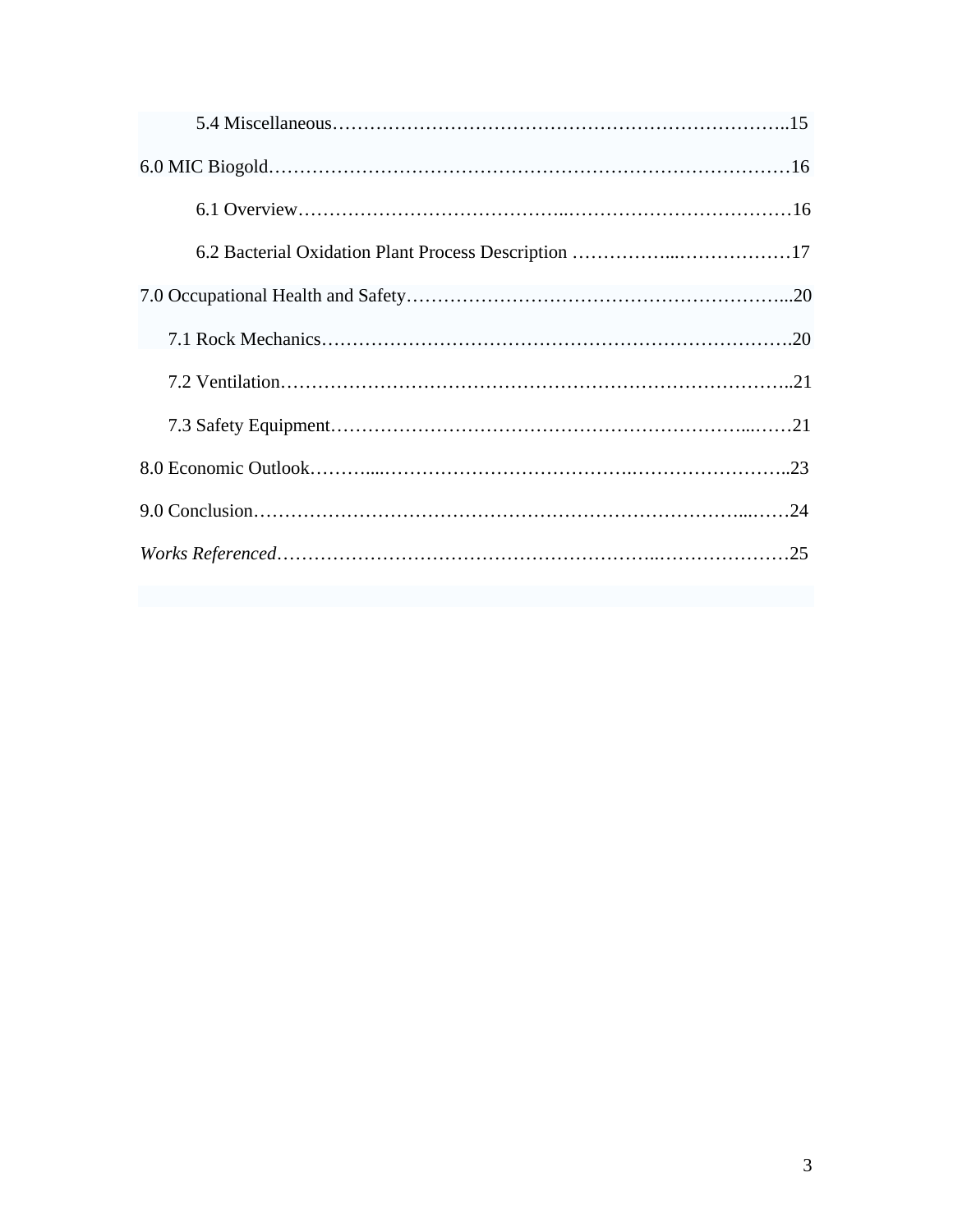5.4 Miscellaneous……………………………………………………………………..15

6.0 MIC Biogold…………………………………………………………………………16

6.1 Overview……………………………………..………………………………16

6.2 Bacterial Oxidation Plant Process Description ……………...………………17

7.0 Occupational Health and Safety…………………………………………………...20

7.1 Rock Mechanics……………………………………………………………….20

7.2 Ventilation……………………………………………………………………..21

7.3 Safety Equipment…………………………………………………………...……21

8.0 Economic Outlook………....……………………………….……………………..23

9.0 Conclusion…………………………………………………………………...……24

*Works Referenced*…………………………………………………..…………………25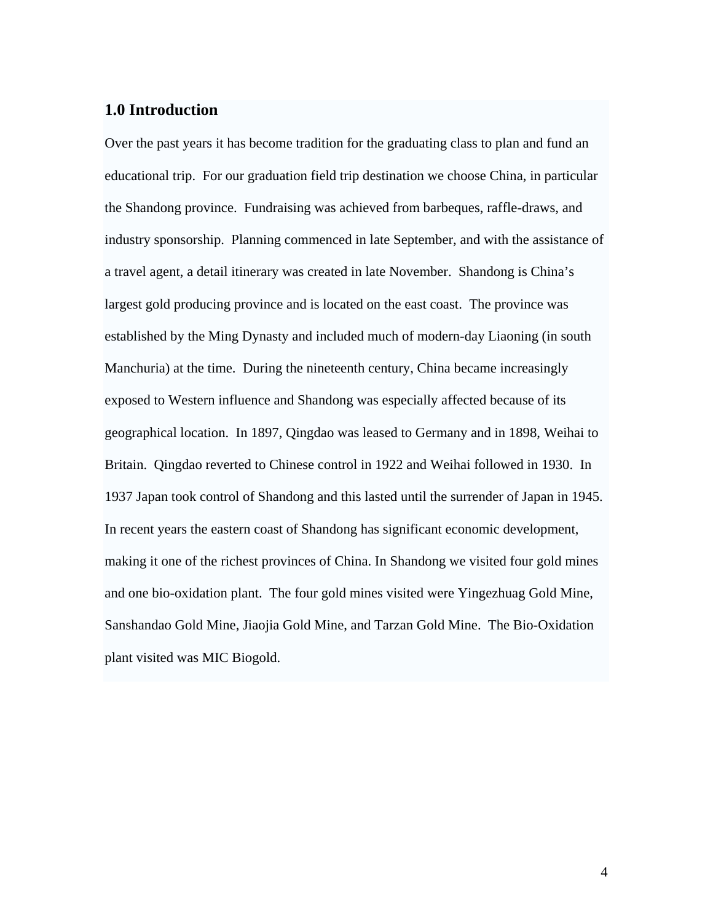## 1.0 Introduction

Over the past years it has become tradition for the graduating class to plan and fund an educational trip. For our graduation field trip destination we choose China, in particular the Shandong province. Fundraising was achieved from barbeques, raffle-draws, and industry sponsorship. Planning commenced in late September, and with the assistance of a travel agent, a detail itinerary was created in late November. Shandong is China's largest gold producing province and is located on the east coast. The province was established by the Ming Dynasty and included much of modern-day Liaoning (in south Manchuria) at the time. During the nineteenth century, China became increasingly exposed to Western influence and Shandong was especially affected because of its geographical location. In 1897, Qingdao was leased to Germany and in 1898, Weihai to Britain. Qingdao reverted to Chinese control in 1922 and Weihai followed in 1930. In 1937 Japan took control of Shandong and this lasted until the surrender of Japan in 1945. In recent years the eastern coast of Shandong has significant economic development, making it one of the richest provinces of China. In Shandong we visited four gold mines and one bio-oxidation plant. The four gold mines visited were Yingezhuag Gold Mine, Sanshandao Gold Mine, Jiaojia Gold Mine, and Tarzan Gold Mine. The Bio-Oxidation plant visited was MIC Biogold.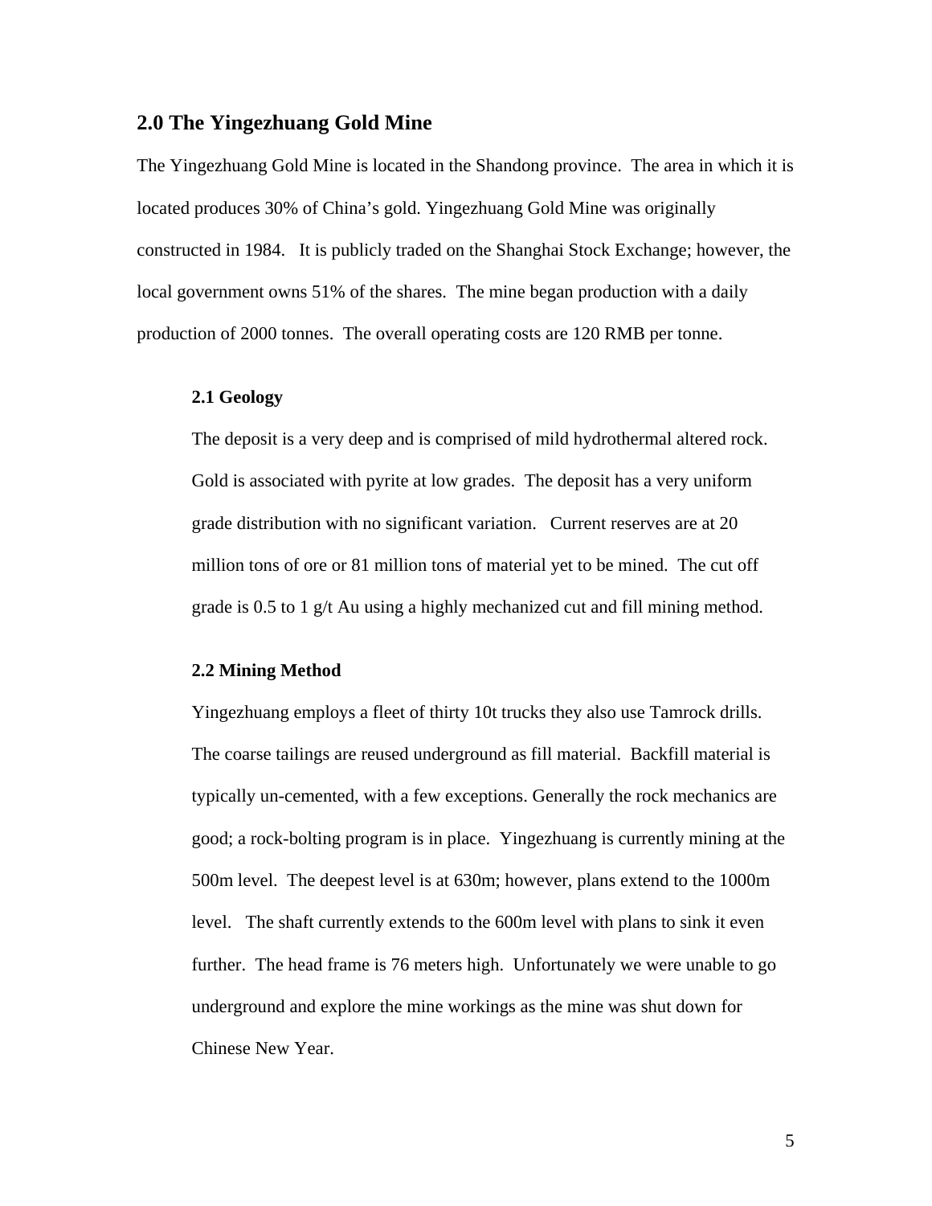## 2.0 The Yingezhuang Gold Mine

The Yingezhuang Gold Mine is located in the Shandong province. The area in which it is located produces 30% of China's gold. Yingezhuang Gold Mine was originally constructed in 1984. It is publicly traded on the Shanghai Stock Exchange; however, the local government owns 51% of the shares. The mine began production with a daily production of 2000 tonnes. The overall operating costs are 120 RMB per tonne.

### 2.1 Geology

The deposit is a very deep and is comprised of mild hydrothermal altered rock. Gold is associated with pyrite at low grades. The deposit has a very uniform grade distribution with no significant variation. Current reserves are at 20 million tons of ore or 81 million tons of material yet to be mined. The cut off grade is 0.5 to 1 g/t Au using a highly mechanized cut and fill mining method.

### 2.2 Mining Method

Yingezhuang employs a fleet of thirty 10t trucks they also use Tamrock drills. The coarse tailings are reused underground as fill material. Backfill material is typically un-cemented, with a few exceptions. Generally the rock mechanics are good; a rock-bolting program is in place. Yingezhuang is currently mining at the 500m level. The deepest level is at 630m; however, plans extend to the 1000m level. The shaft currently extends to the 600m level with plans to sink it even further. The head frame is 76 meters high. Unfortunately we were unable to go underground and explore the mine workings as the mine was shut down for Chinese New Year.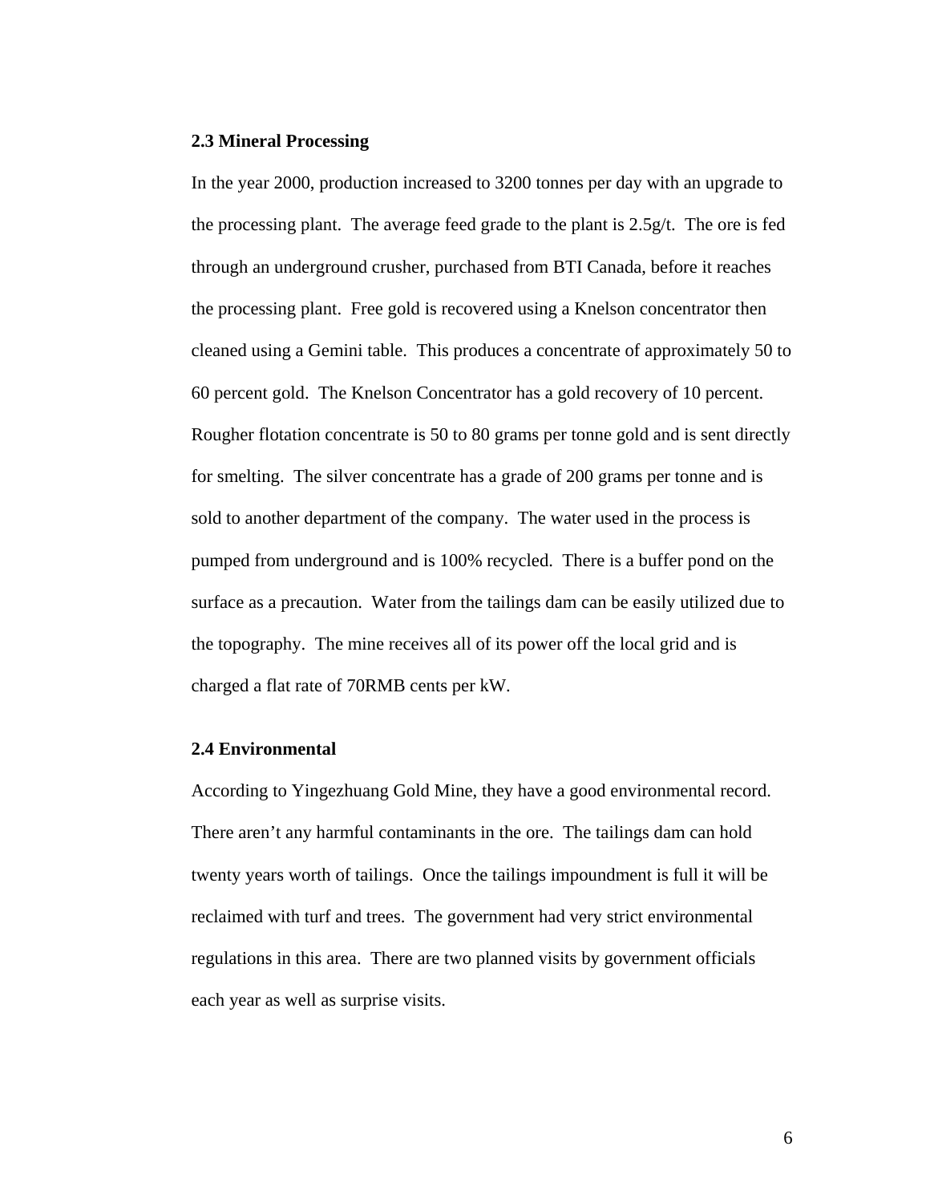### 2.3 Mineral Processing

In the year 2000, production increased to 3200 tonnes per day with an upgrade to the processing plant. The average feed grade to the plant is 2.5g/t. The ore is fed through an underground crusher, purchased from BTI Canada, before it reaches the processing plant. Free gold is recovered using a Knelson concentrator then cleaned using a Gemini table. This produces a concentrate of approximately 50 to 60 percent gold. The Knelson Concentrator has a gold recovery of 10 percent. Rougher flotation concentrate is 50 to 80 grams per tonne gold and is sent directly for smelting. The silver concentrate has a grade of 200 grams per tonne and is sold to another department of the company. The water used in the process is pumped from underground and is 100% recycled. There is a buffer pond on the surface as a precaution. Water from the tailings dam can be easily utilized due to the topography. The mine receives all of its power off the local grid and is charged a flat rate of 70RMB cents per kW.

### 2.4 Environmental

According to Yingezhuang Gold Mine, they have a good environmental record. There aren't any harmful contaminants in the ore. The tailings dam can hold twenty years worth of tailings. Once the tailings impoundment is full it will be reclaimed with turf and trees. The government had very strict environmental regulations in this area. There are two planned visits by government officials each year as well as surprise visits.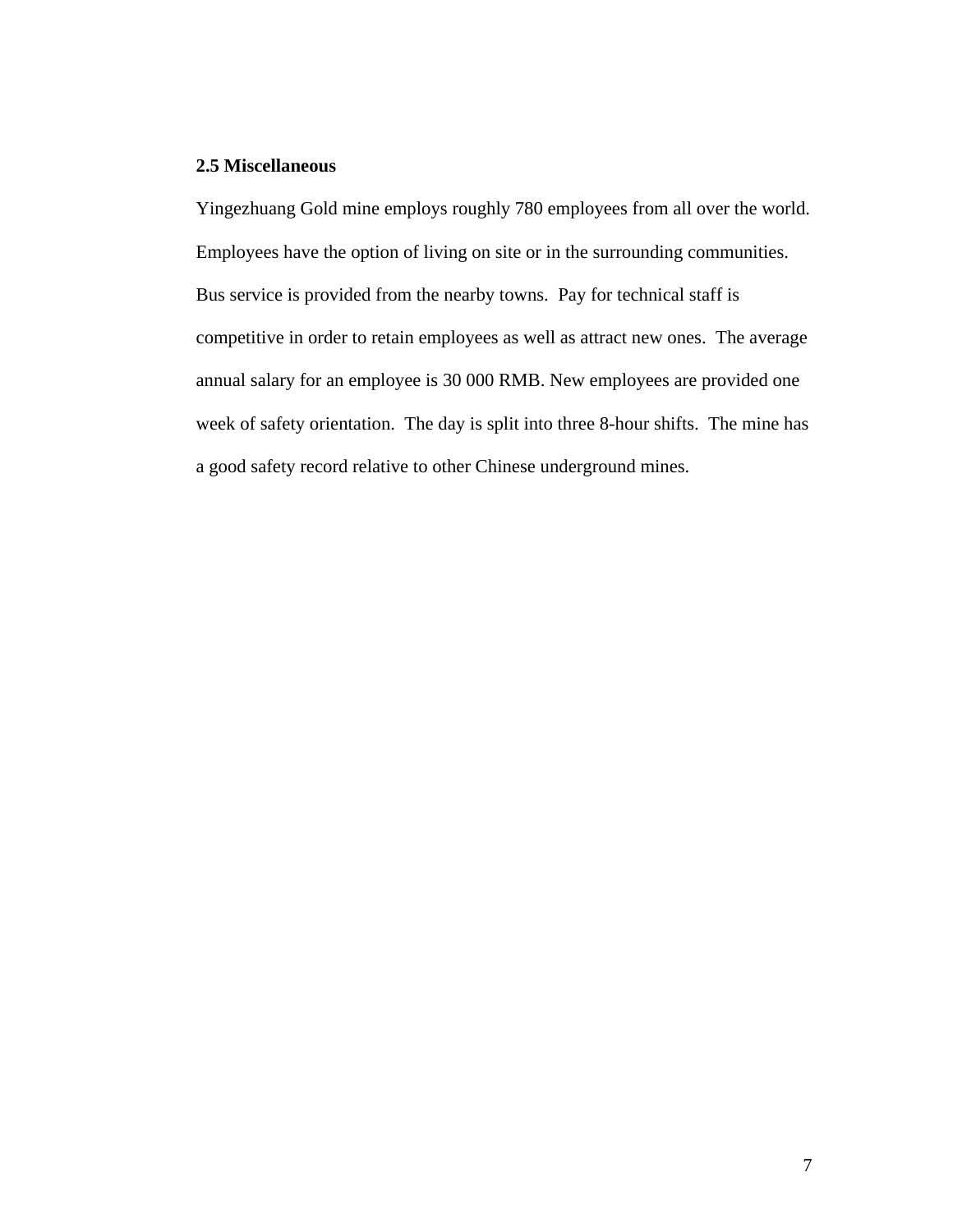## 2.5 Miscellaneous

Yingezhuang Gold mine employs roughly 780 employees from all over the world. Employees have the option of living on site or in the surrounding communities. Bus service is provided from the nearby towns. Pay for technical staff is competitive in order to retain employees as well as attract new ones. The average annual salary for an employee is 30 000 RMB. New employees are provided one week of safety orientation. The day is split into three 8-hour shifts. The mine has a good safety record relative to other Chinese underground mines.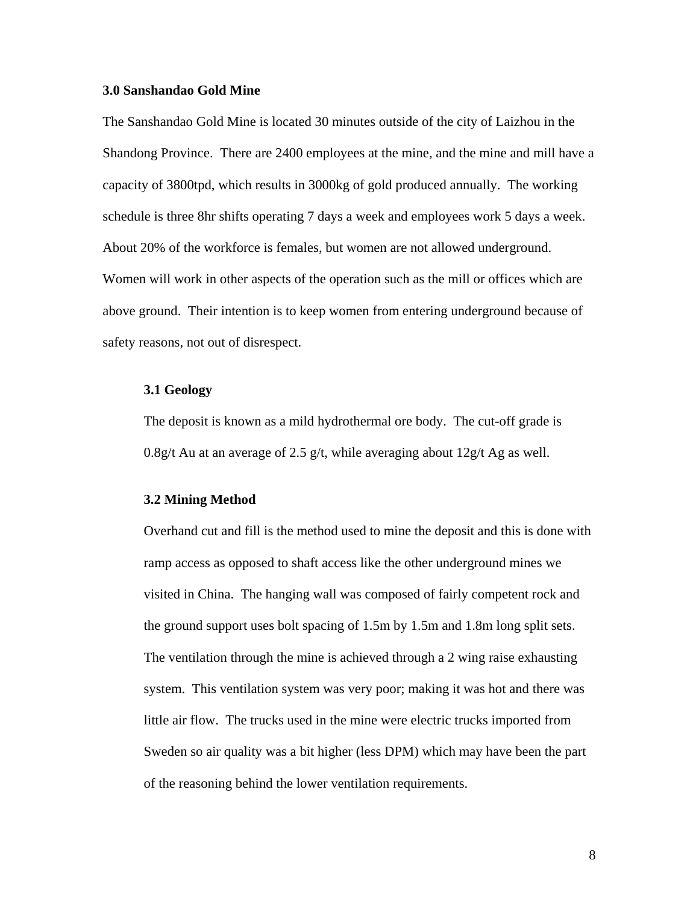## 3.0 Sanshandao Gold Mine

The Sanshandao Gold Mine is located 30 minutes outside of the city of Laizhou in the Shandong Province. There are 2400 employees at the mine, and the mine and mill have a capacity of 3800tpd, which results in 3000kg of gold produced annually. The working schedule is three 8hr shifts operating 7 days a week and employees work 5 days a week. About 20% of the workforce is females, but women are not allowed underground. Women will work in other aspects of the operation such as the mill or offices which are above ground. Their intention is to keep women from entering underground because of safety reasons, not out of disrespect.

### 3.1 Geology

The deposit is known as a mild hydrothermal ore body. The cut-off grade is 0.8g/t Au at an average of 2.5 g/t, while averaging about 12g/t Ag as well.

### 3.2 Mining Method

Overhand cut and fill is the method used to mine the deposit and this is done with ramp access as opposed to shaft access like the other underground mines we visited in China. The hanging wall was composed of fairly competent rock and the ground support uses bolt spacing of 1.5m by 1.5m and 1.8m long split sets. The ventilation through the mine is achieved through a 2 wing raise exhausting system. This ventilation system was very poor; making it was hot and there was little air flow. The trucks used in the mine were electric trucks imported from Sweden so air quality was a bit higher (less DPM) which may have been the part of the reasoning behind the lower ventilation requirements.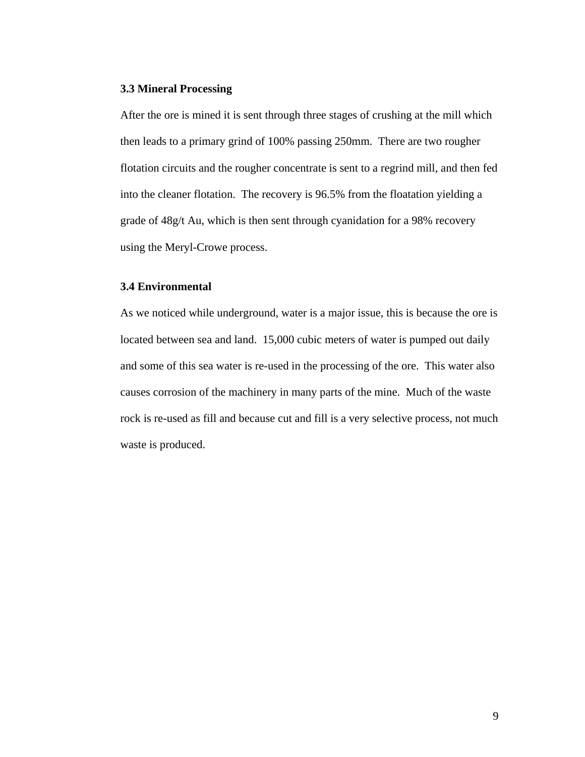### 3.3 Mineral Processing

After the ore is mined it is sent through three stages of crushing at the mill which then leads to a primary grind of 100% passing 250mm.  There are two rougher flotation circuits and the rougher concentrate is sent to a regrind mill, and then fed into the cleaner flotation.  The recovery is 96.5% from the floatation yielding a grade of 48g/t Au, which is then sent through cyanidation for a 98% recovery using the Meryl-Crowe process.

### 3.4 Environmental

As we noticed while underground, water is a major issue, this is because the ore is located between sea and land.  15,000 cubic meters of water is pumped out daily and some of this sea water is re-used in the processing of the ore.  This water also causes corrosion of the machinery in many parts of the mine.  Much of the waste rock is re-used as fill and because cut and fill is a very selective process, not much waste is produced.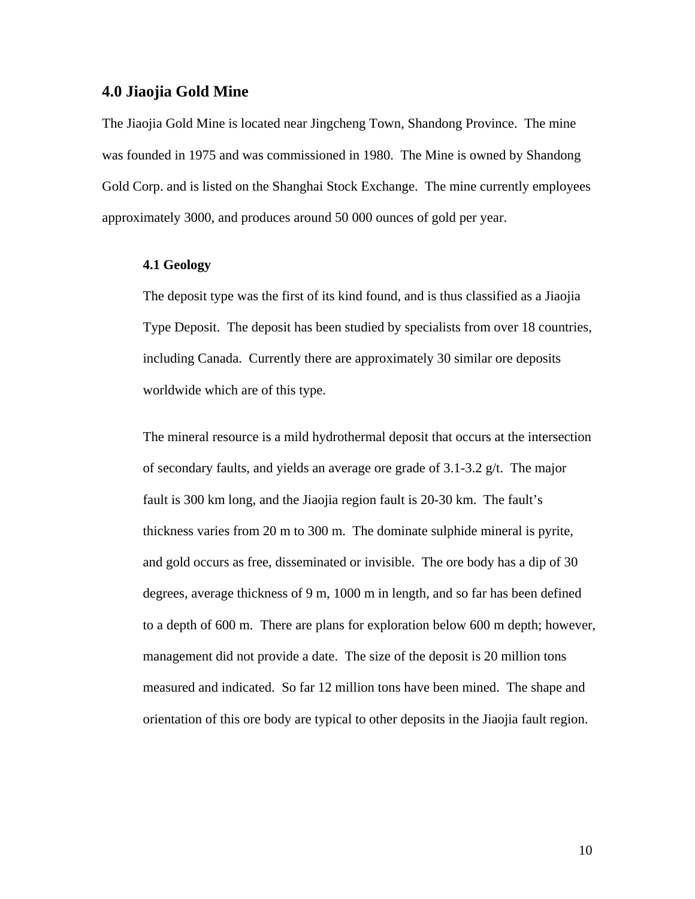## 4.0 Jiaojia Gold Mine

The Jiaojia Gold Mine is located near Jingcheng Town, Shandong Province. The mine was founded in 1975 and was commissioned in 1980. The Mine is owned by Shandong Gold Corp. and is listed on the Shanghai Stock Exchange. The mine currently employees approximately 3000, and produces around 50 000 ounces of gold per year.

### 4.1 Geology

The deposit type was the first of its kind found, and is thus classified as a Jiaojia Type Deposit. The deposit has been studied by specialists from over 18 countries, including Canada. Currently there are approximately 30 similar ore deposits worldwide which are of this type.

The mineral resource is a mild hydrothermal deposit that occurs at the intersection of secondary faults, and yields an average ore grade of 3.1-3.2 g/t. The major fault is 300 km long, and the Jiaojia region fault is 20-30 km. The fault's thickness varies from 20 m to 300 m. The dominate sulphide mineral is pyrite, and gold occurs as free, disseminated or invisible. The ore body has a dip of 30 degrees, average thickness of 9 m, 1000 m in length, and so far has been defined to a depth of 600 m. There are plans for exploration below 600 m depth; however, management did not provide a date. The size of the deposit is 20 million tons measured and indicated. So far 12 million tons have been mined. The shape and orientation of this ore body are typical to other deposits in the Jiaojia fault region.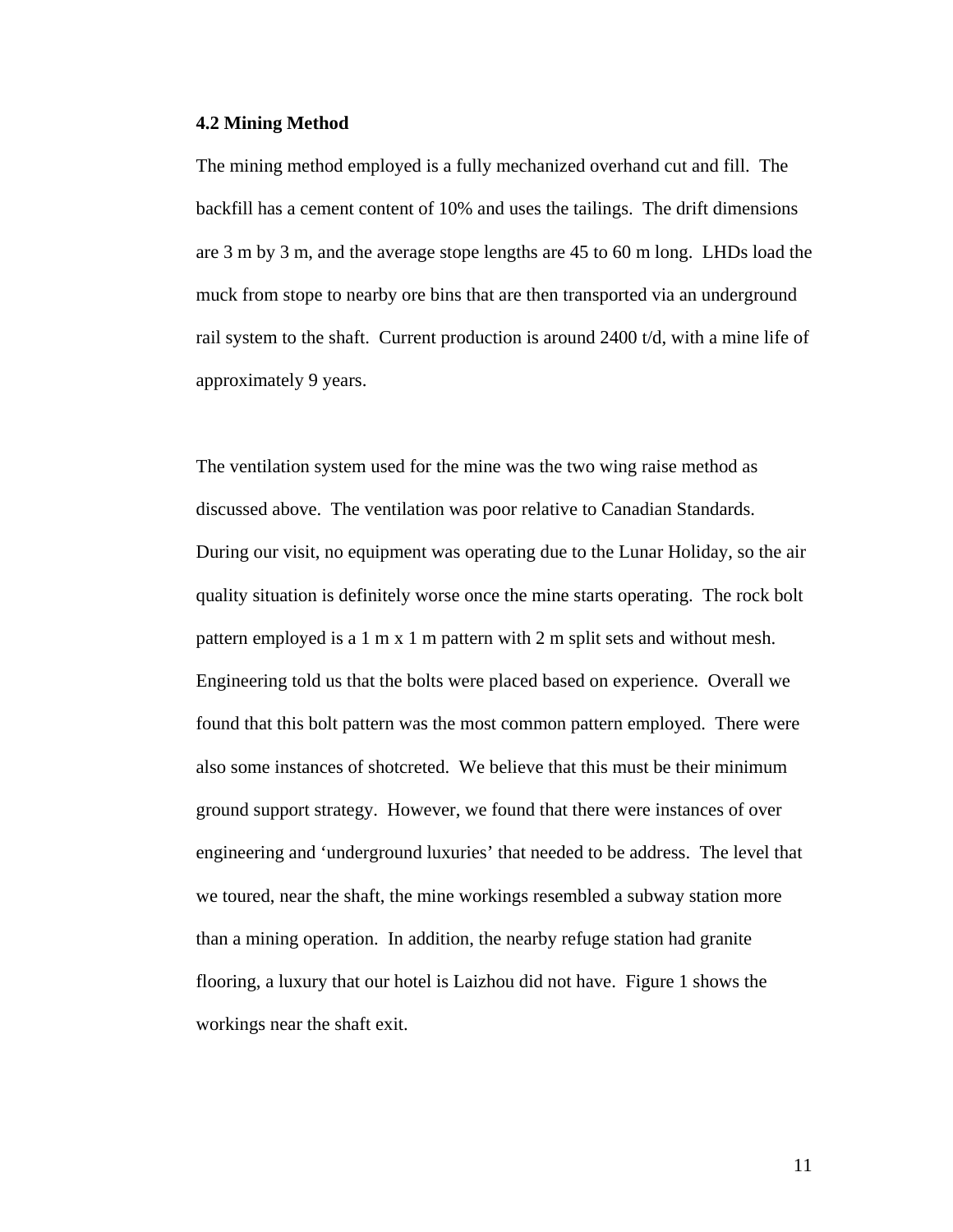### 4.2 Mining Method

The mining method employed is a fully mechanized overhand cut and fill. The backfill has a cement content of 10% and uses the tailings. The drift dimensions are 3 m by 3 m, and the average stope lengths are 45 to 60 m long. LHDs load the muck from stope to nearby ore bins that are then transported via an underground rail system to the shaft. Current production is around 2400 t/d, with a mine life of approximately 9 years.

The ventilation system used for the mine was the two wing raise method as discussed above. The ventilation was poor relative to Canadian Standards. During our visit, no equipment was operating due to the Lunar Holiday, so the air quality situation is definitely worse once the mine starts operating. The rock bolt pattern employed is a 1 m x 1 m pattern with 2 m split sets and without mesh. Engineering told us that the bolts were placed based on experience. Overall we found that this bolt pattern was the most common pattern employed. There were also some instances of shotcreted. We believe that this must be their minimum ground support strategy. However, we found that there were instances of over engineering and 'underground luxuries' that needed to be address. The level that we toured, near the shaft, the mine workings resembled a subway station more than a mining operation. In addition, the nearby refuge station had granite flooring, a luxury that our hotel is Laizhou did not have. Figure 1 shows the workings near the shaft exit.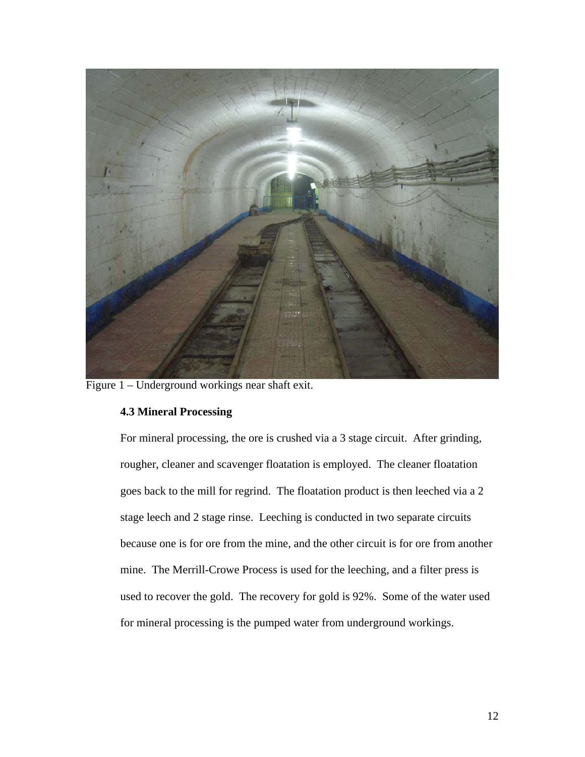Figure 1 – Underground workings near shaft exit.

### 4.3 Mineral Processing

For mineral processing, the ore is crushed via a 3 stage circuit. After grinding, rougher, cleaner and scavenger floatation is employed. The cleaner floatation goes back to the mill for regrind. The floatation product is then leeched via a 2 stage leech and 2 stage rinse. Leeching is conducted in two separate circuits because one is for ore from the mine, and the other circuit is for ore from another mine. The Merrill-Crowe Process is used for the leeching, and a filter press is used to recover the gold. The recovery for gold is 92%. Some of the water used for mineral processing is the pumped water from underground workings.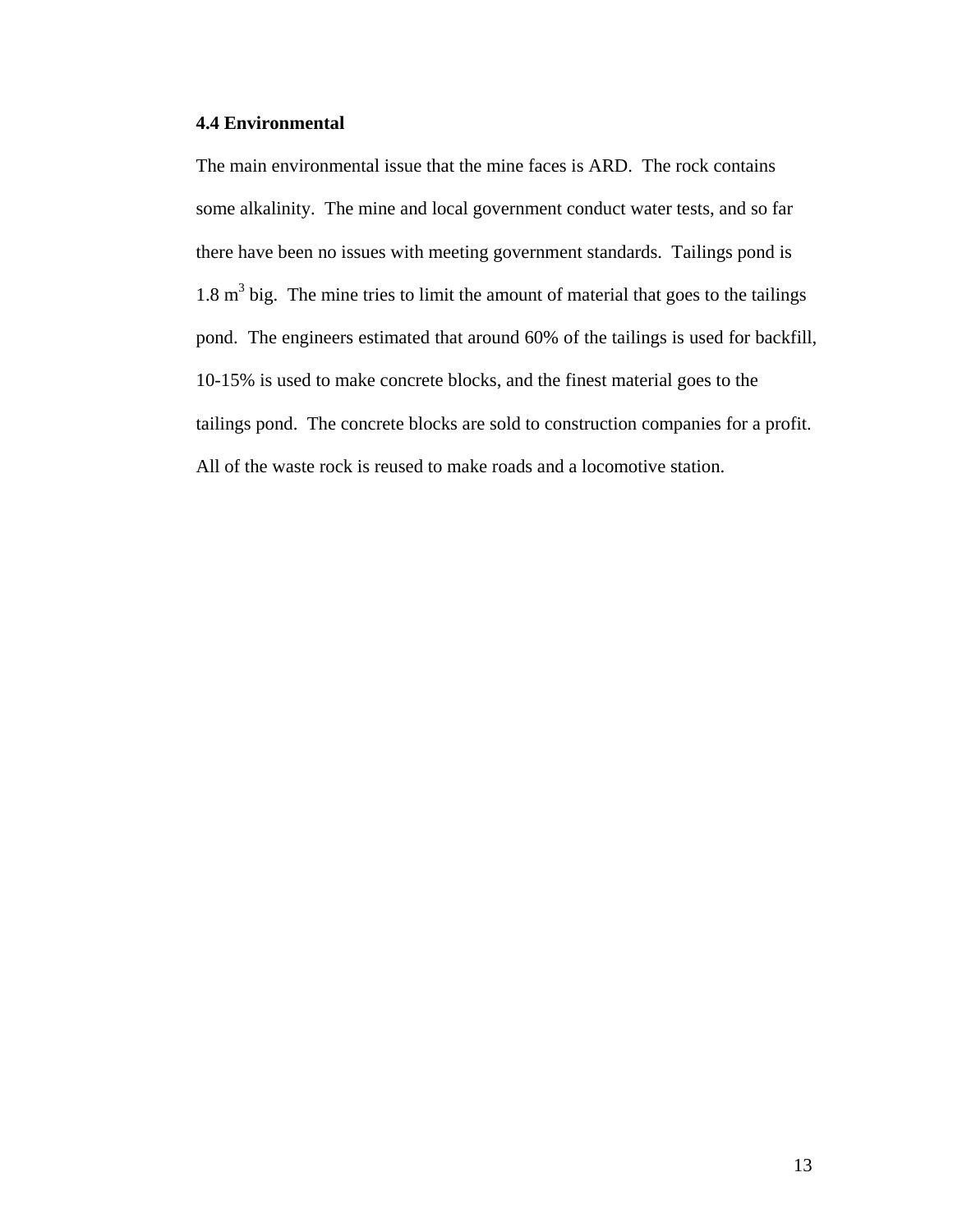### 4.4 Environmental

The main environmental issue that the mine faces is ARD. The rock contains some alkalinity. The mine and local government conduct water tests, and so far there have been no issues with meeting government standards. Tailings pond is 1.8 $m^3$ big. The mine tries to limit the amount of material that goes to the tailings pond. The engineers estimated that around 60% of the tailings is used for backfill, 10-15% is used to make concrete blocks, and the finest material goes to the tailings pond. The concrete blocks are sold to construction companies for a profit. All of the waste rock is reused to make roads and a locomotive station.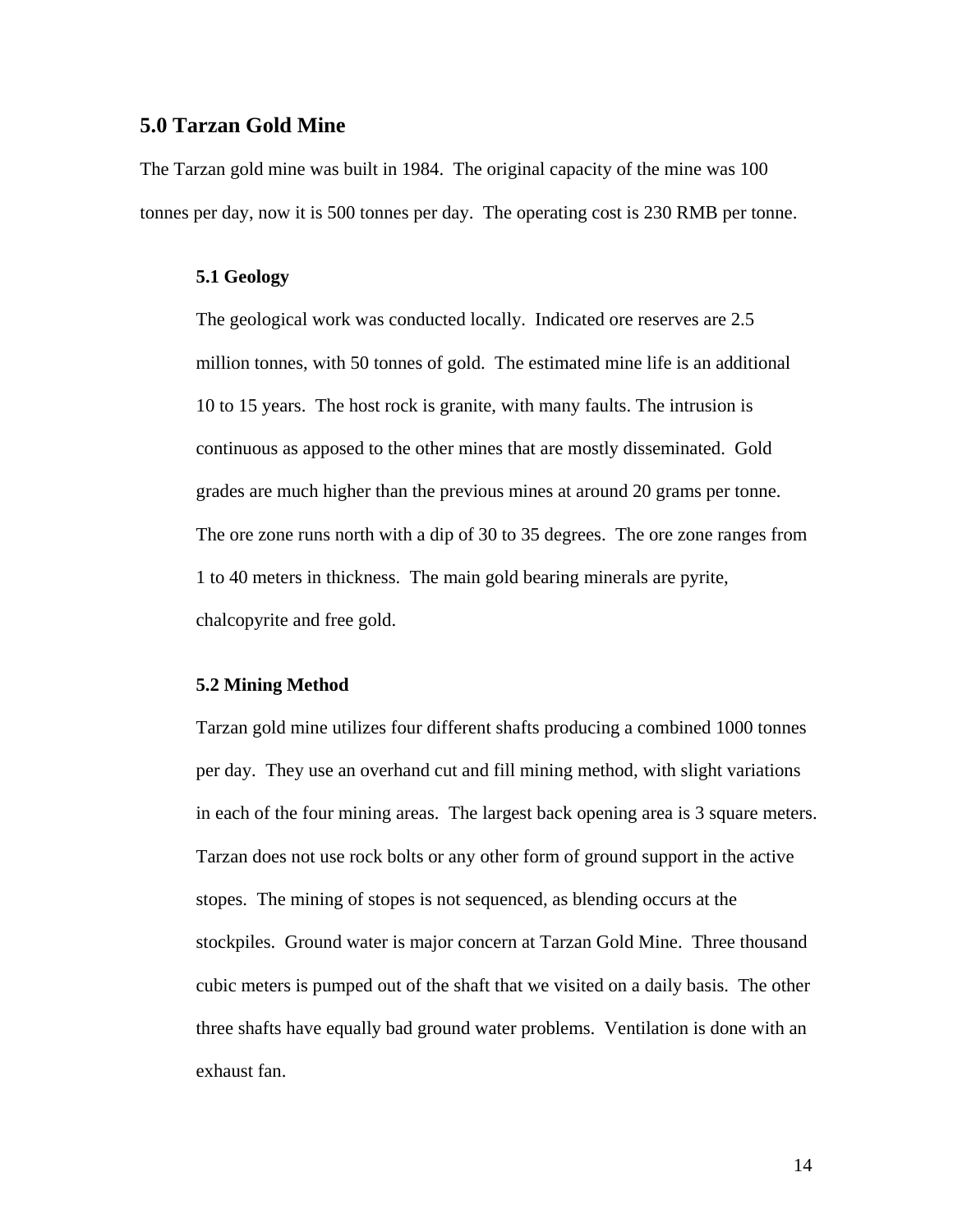## 5.0 Tarzan Gold Mine

The Tarzan gold mine was built in 1984. The original capacity of the mine was 100 tonnes per day, now it is 500 tonnes per day. The operating cost is 230 RMB per tonne.

### 5.1 Geology

The geological work was conducted locally. Indicated ore reserves are 2.5 million tonnes, with 50 tonnes of gold. The estimated mine life is an additional 10 to 15 years. The host rock is granite, with many faults. The intrusion is continuous as apposed to the other mines that are mostly disseminated. Gold grades are much higher than the previous mines at around 20 grams per tonne. The ore zone runs north with a dip of 30 to 35 degrees. The ore zone ranges from 1 to 40 meters in thickness. The main gold bearing minerals are pyrite, chalcopyrite and free gold.

### 5.2 Mining Method

Tarzan gold mine utilizes four different shafts producing a combined 1000 tonnes per day. They use an overhand cut and fill mining method, with slight variations in each of the four mining areas. The largest back opening area is 3 square meters. Tarzan does not use rock bolts or any other form of ground support in the active stopes. The mining of stopes is not sequenced, as blending occurs at the stockpiles. Ground water is major concern at Tarzan Gold Mine. Three thousand cubic meters is pumped out of the shaft that we visited on a daily basis. The other three shafts have equally bad ground water problems. Ventilation is done with an exhaust fan.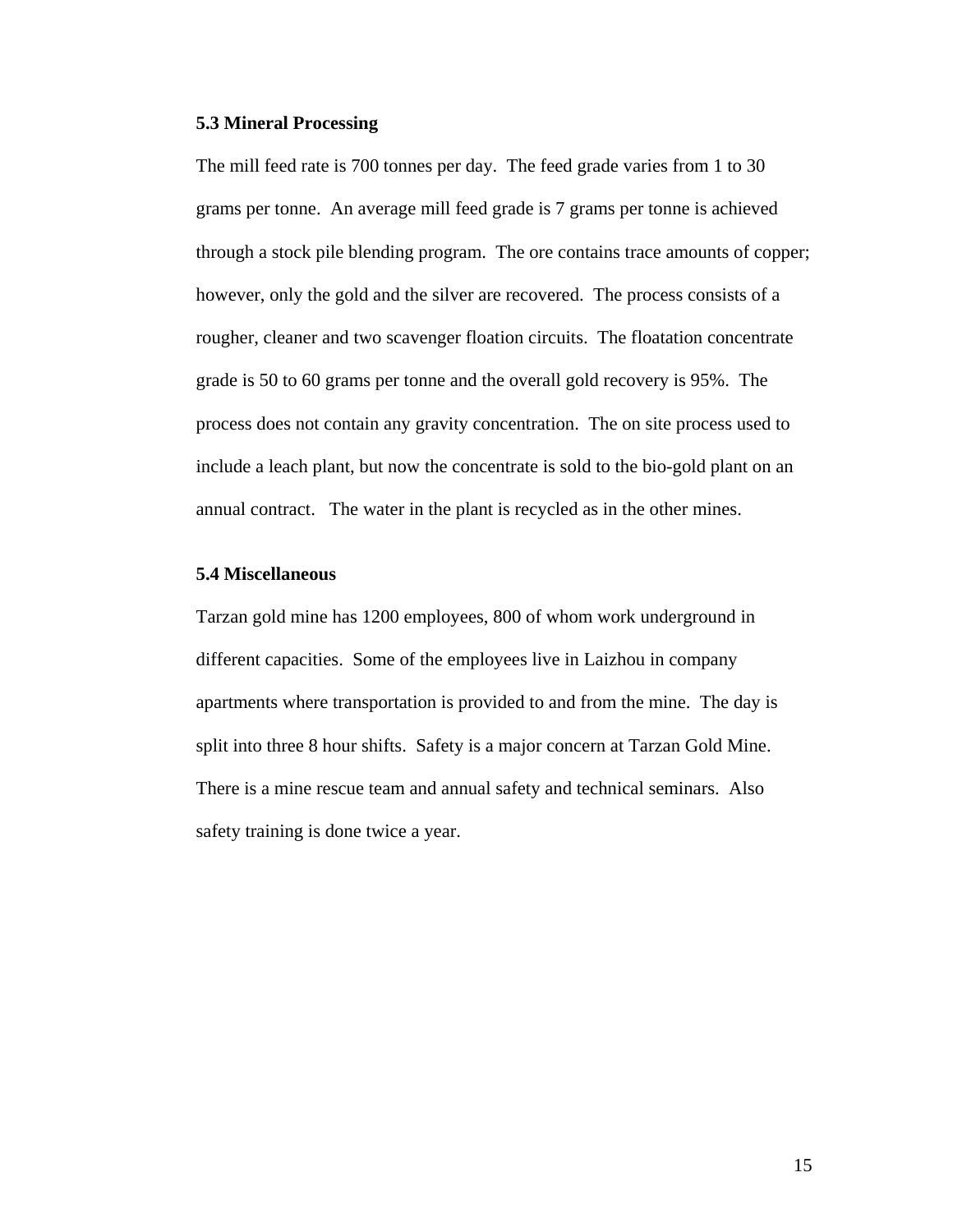### 5.3 Mineral Processing

The mill feed rate is 700 tonnes per day. The feed grade varies from 1 to 30 grams per tonne. An average mill feed grade is 7 grams per tonne is achieved through a stock pile blending program. The ore contains trace amounts of copper; however, only the gold and the silver are recovered. The process consists of a rougher, cleaner and two scavenger floation circuits. The floatation concentrate grade is 50 to 60 grams per tonne and the overall gold recovery is 95%. The process does not contain any gravity concentration. The on site process used to include a leach plant, but now the concentrate is sold to the bio-gold plant on an annual contract. The water in the plant is recycled as in the other mines.

### 5.4 Miscellaneous

Tarzan gold mine has 1200 employees, 800 of whom work underground in different capacities. Some of the employees live in Laizhou in company apartments where transportation is provided to and from the mine. The day is split into three 8 hour shifts. Safety is a major concern at Tarzan Gold Mine. There is a mine rescue team and annual safety and technical seminars. Also safety training is done twice a year.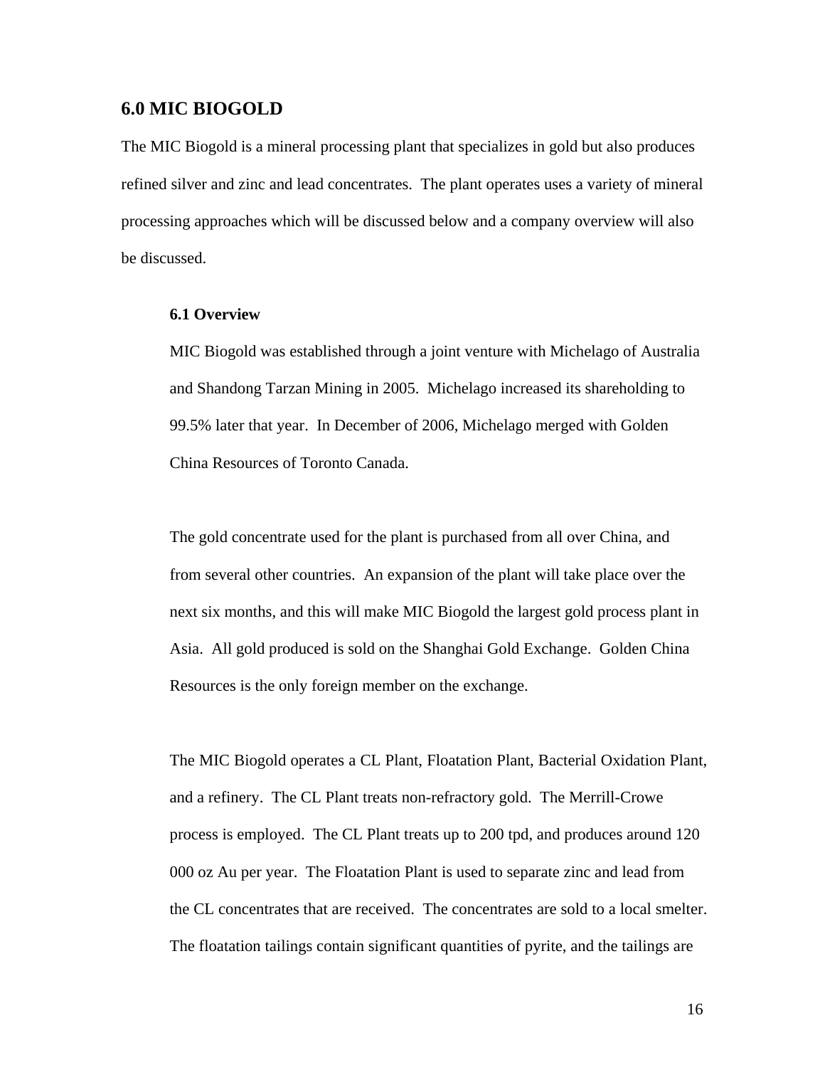## 6.0 MIC BIOGOLD

The MIC Biogold is a mineral processing plant that specializes in gold but also produces refined silver and zinc and lead concentrates. The plant operates uses a variety of mineral processing approaches which will be discussed below and a company overview will also be discussed.

### 6.1 Overview

MIC Biogold was established through a joint venture with Michelago of Australia and Shandong Tarzan Mining in 2005. Michelago increased its shareholding to 99.5% later that year. In December of 2006, Michelago merged with Golden China Resources of Toronto Canada.

The gold concentrate used for the plant is purchased from all over China, and from several other countries. An expansion of the plant will take place over the next six months, and this will make MIC Biogold the largest gold process plant in Asia. All gold produced is sold on the Shanghai Gold Exchange. Golden China Resources is the only foreign member on the exchange.

The MIC Biogold operates a CL Plant, Floatation Plant, Bacterial Oxidation Plant, and a refinery. The CL Plant treats non-refractory gold. The Merrill-Crowe process is employed. The CL Plant treats up to 200 tpd, and produces around 120 000 oz Au per year. The Floatation Plant is used to separate zinc and lead from the CL concentrates that are received. The concentrates are sold to a local smelter. The floatation tailings contain significant quantities of pyrite, and the tailings are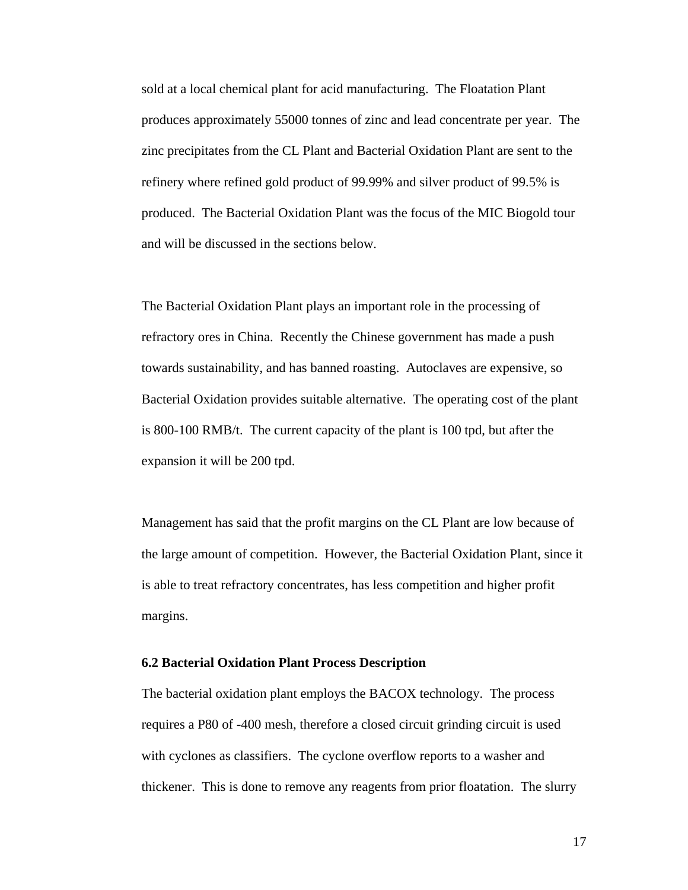sold at a local chemical plant for acid manufacturing. The Floatation Plant produces approximately 55000 tonnes of zinc and lead concentrate per year. The zinc precipitates from the CL Plant and Bacterial Oxidation Plant are sent to the refinery where refined gold product of 99.99% and silver product of 99.5% is produced. The Bacterial Oxidation Plant was the focus of the MIC Biogold tour and will be discussed in the sections below.

The Bacterial Oxidation Plant plays an important role in the processing of refractory ores in China. Recently the Chinese government has made a push towards sustainability, and has banned roasting. Autoclaves are expensive, so Bacterial Oxidation provides suitable alternative. The operating cost of the plant is 800-100 RMB/t. The current capacity of the plant is 100 tpd, but after the expansion it will be 200 tpd.

Management has said that the profit margins on the CL Plant are low because of the large amount of competition. However, the Bacterial Oxidation Plant, since it is able to treat refractory concentrates, has less competition and higher profit margins.

### 6.2 Bacterial Oxidation Plant Process Description

The bacterial oxidation plant employs the BACOX technology. The process requires a P80 of -400 mesh, therefore a closed circuit grinding circuit is used with cyclones as classifiers. The cyclone overflow reports to a washer and thickener. This is done to remove any reagents from prior floatation. The slurry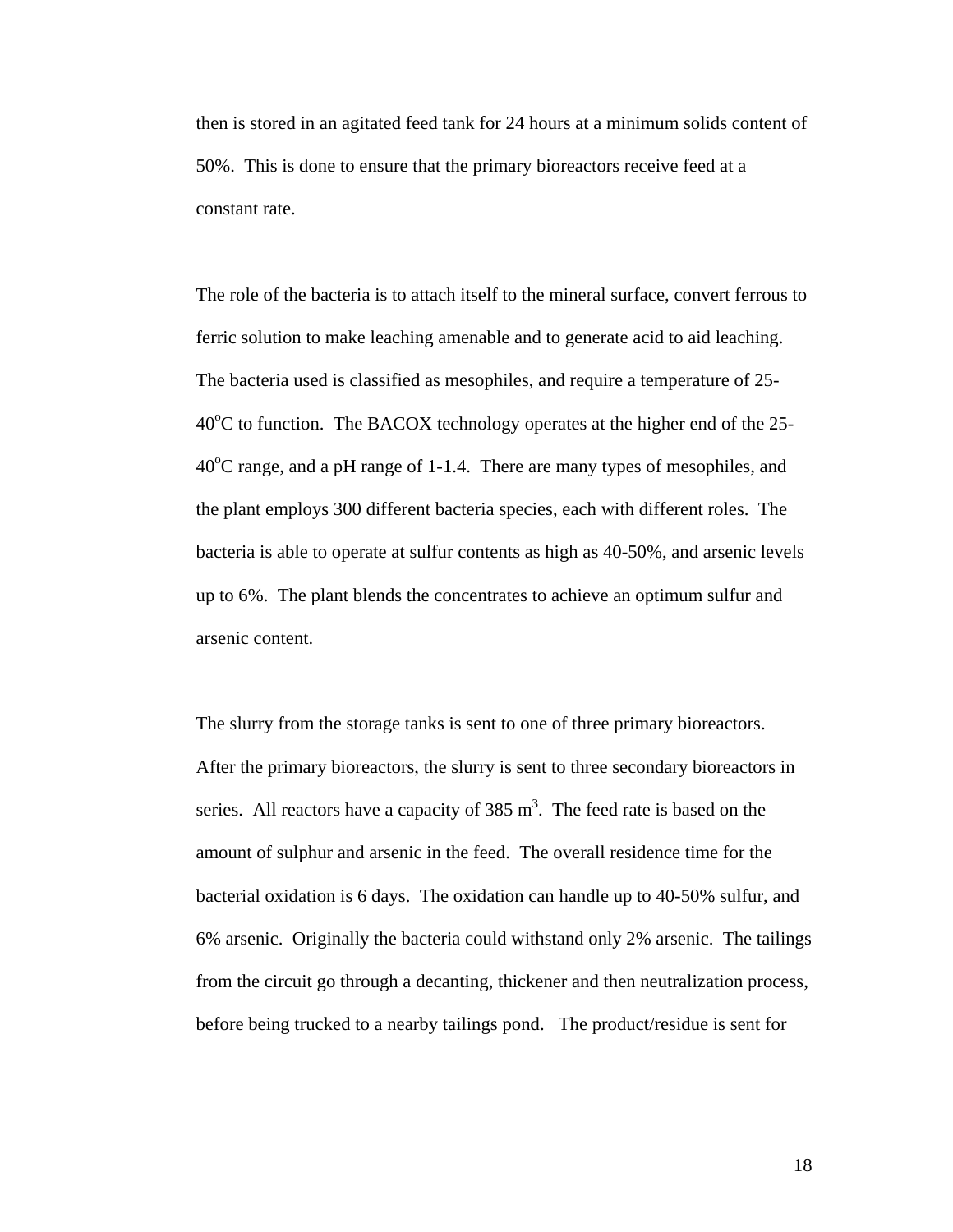then is stored in an agitated feed tank for 24 hours at a minimum solids content of 50%. This is done to ensure that the primary bioreactors receive feed at a constant rate.

The role of the bacteria is to attach itself to the mineral surface, convert ferrous to ferric solution to make leaching amenable and to generate acid to aid leaching. The bacteria used is classified as mesophiles, and require a temperature of 25-40$^oC$ to function. The BACOX technology operates at the higher end of the 25-40$^oC$ range, and a pH range of 1-1.4. There are many types of mesophiles, and the plant employs 300 different bacteria species, each with different roles. The bacteria is able to operate at sulfur contents as high as 40-50%, and arsenic levels up to 6%. The plant blends the concentrates to achieve an optimum sulfur and arsenic content.

The slurry from the storage tanks is sent to one of three primary bioreactors. After the primary bioreactors, the slurry is sent to three secondary bioreactors in series. All reactors have a capacity of 385 $m^3$. The feed rate is based on the amount of sulphur and arsenic in the feed. The overall residence time for the bacterial oxidation is 6 days. The oxidation can handle up to 40-50% sulfur, and 6% arsenic. Originally the bacteria could withstand only 2% arsenic. The tailings from the circuit go through a decanting, thickener and then neutralization process, before being trucked to a nearby tailings pond. The product/residue is sent for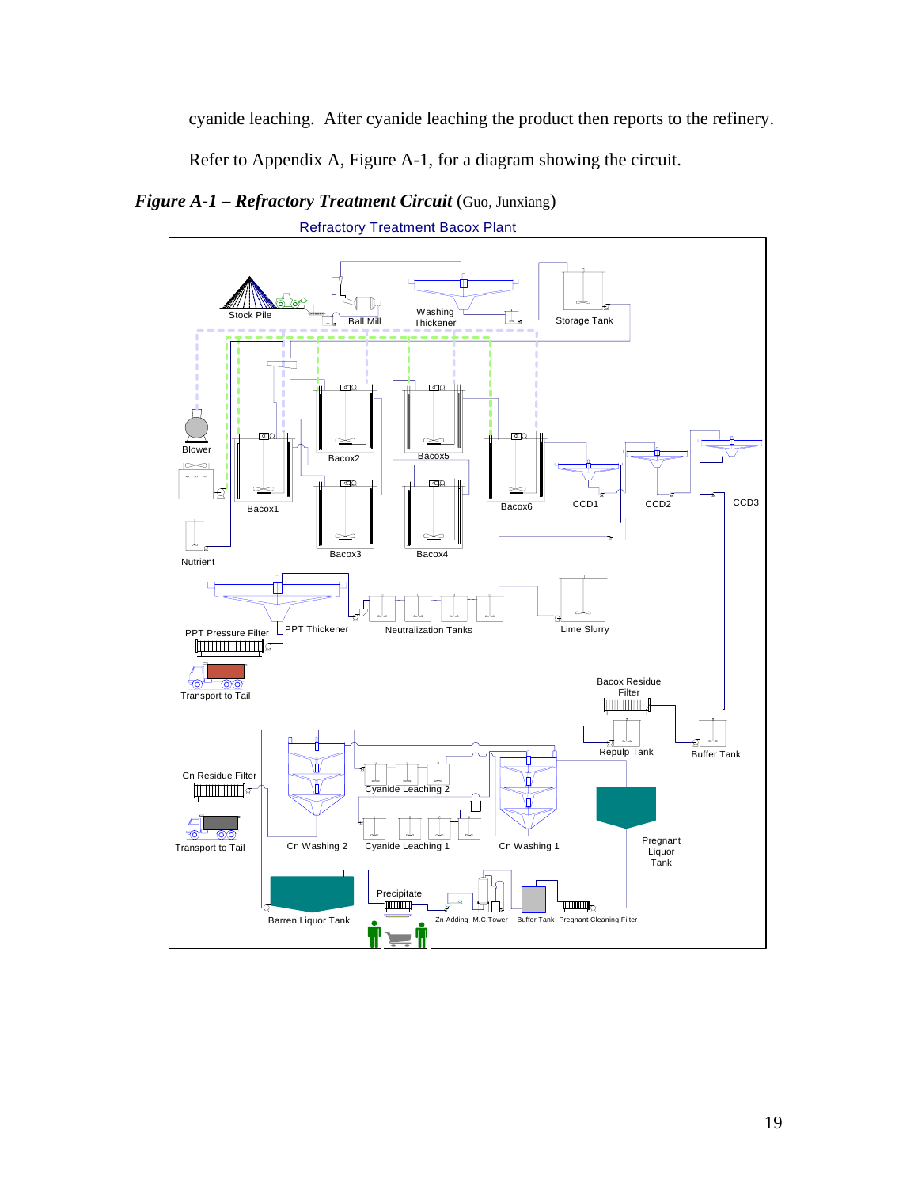cyanide leaching. After cyanide leaching the product then reports to the refinery.

Refer to Appendix A, Figure A-1, for a diagram showing the circuit.

***Figure A-1 – Refractory Treatment Circuit*** (Guo, Junxiang)

Refractory Treatment Bacox Plant

Stock Pile, Ball Mill, Washing Thickener, Storage Tank, Blower, Nutrient, Bacox1, Bacox2, Bacox3, Bacox4, Bacox5, Bacox6, CCD1, CCD2, CCD3, PPT Pressure Filter, PPT Thickener, Neutralization Tanks, Lime Slurry, Transport to Tail, Bacox Residue Filter, Repulp Tank, Buffer Tank, Cn Residue Filter, Cyanide Leaching 2, Transport to Tail, Cn Washing 2, Cyanide Leaching 1, Cn Washing 1, Pregnant Liquor Tank, Precipitate, Barren Liquor Tank, Zn Adding, M.C.Tower, Buffer Tank, Pregnant Cleaning Filter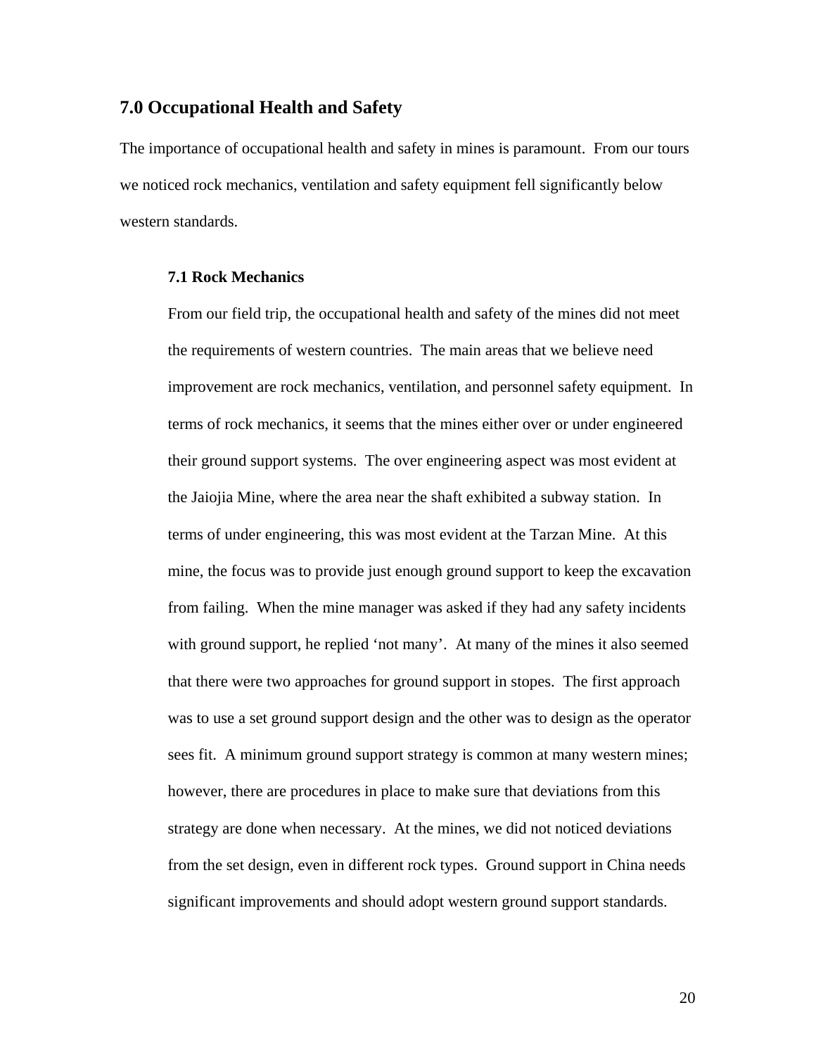## 7.0 Occupational Health and Safety

The importance of occupational health and safety in mines is paramount. From our tours we noticed rock mechanics, ventilation and safety equipment fell significantly below western standards.

### 7.1 Rock Mechanics

From our field trip, the occupational health and safety of the mines did not meet the requirements of western countries. The main areas that we believe need improvement are rock mechanics, ventilation, and personnel safety equipment. In terms of rock mechanics, it seems that the mines either over or under engineered their ground support systems. The over engineering aspect was most evident at the Jaiojia Mine, where the area near the shaft exhibited a subway station. In terms of under engineering, this was most evident at the Tarzan Mine. At this mine, the focus was to provide just enough ground support to keep the excavation from failing. When the mine manager was asked if they had any safety incidents with ground support, he replied 'not many'. At many of the mines it also seemed that there were two approaches for ground support in stopes. The first approach was to use a set ground support design and the other was to design as the operator sees fit. A minimum ground support strategy is common at many western mines; however, there are procedures in place to make sure that deviations from this strategy are done when necessary. At the mines, we did not noticed deviations from the set design, even in different rock types. Ground support in China needs significant improvements and should adopt western ground support standards.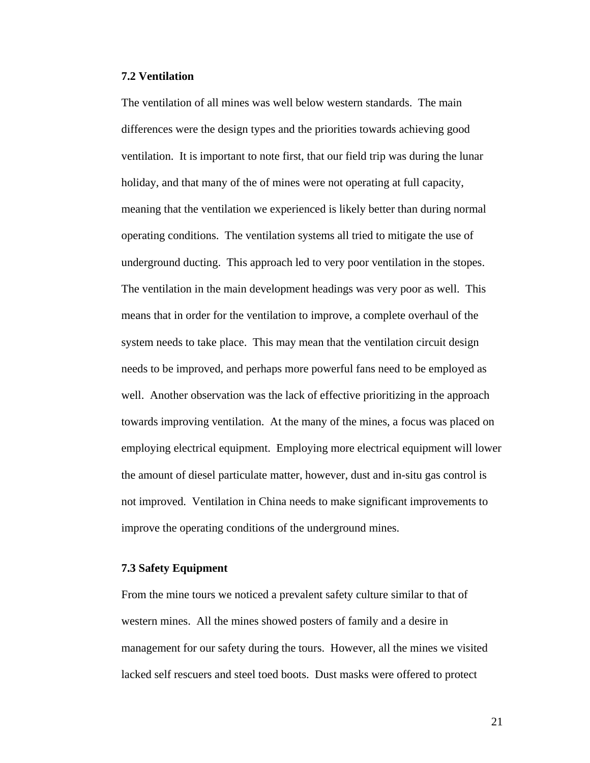### 7.2 Ventilation

The ventilation of all mines was well below western standards. The main differences were the design types and the priorities towards achieving good ventilation. It is important to note first, that our field trip was during the lunar holiday, and that many of the of mines were not operating at full capacity, meaning that the ventilation we experienced is likely better than during normal operating conditions. The ventilation systems all tried to mitigate the use of underground ducting. This approach led to very poor ventilation in the stopes. The ventilation in the main development headings was very poor as well. This means that in order for the ventilation to improve, a complete overhaul of the system needs to take place. This may mean that the ventilation circuit design needs to be improved, and perhaps more powerful fans need to be employed as well. Another observation was the lack of effective prioritizing in the approach towards improving ventilation. At the many of the mines, a focus was placed on employing electrical equipment. Employing more electrical equipment will lower the amount of diesel particulate matter, however, dust and in-situ gas control is not improved. Ventilation in China needs to make significant improvements to improve the operating conditions of the underground mines.

### 7.3 Safety Equipment

From the mine tours we noticed a prevalent safety culture similar to that of western mines. All the mines showed posters of family and a desire in management for our safety during the tours. However, all the mines we visited lacked self rescuers and steel toed boots. Dust masks were offered to protect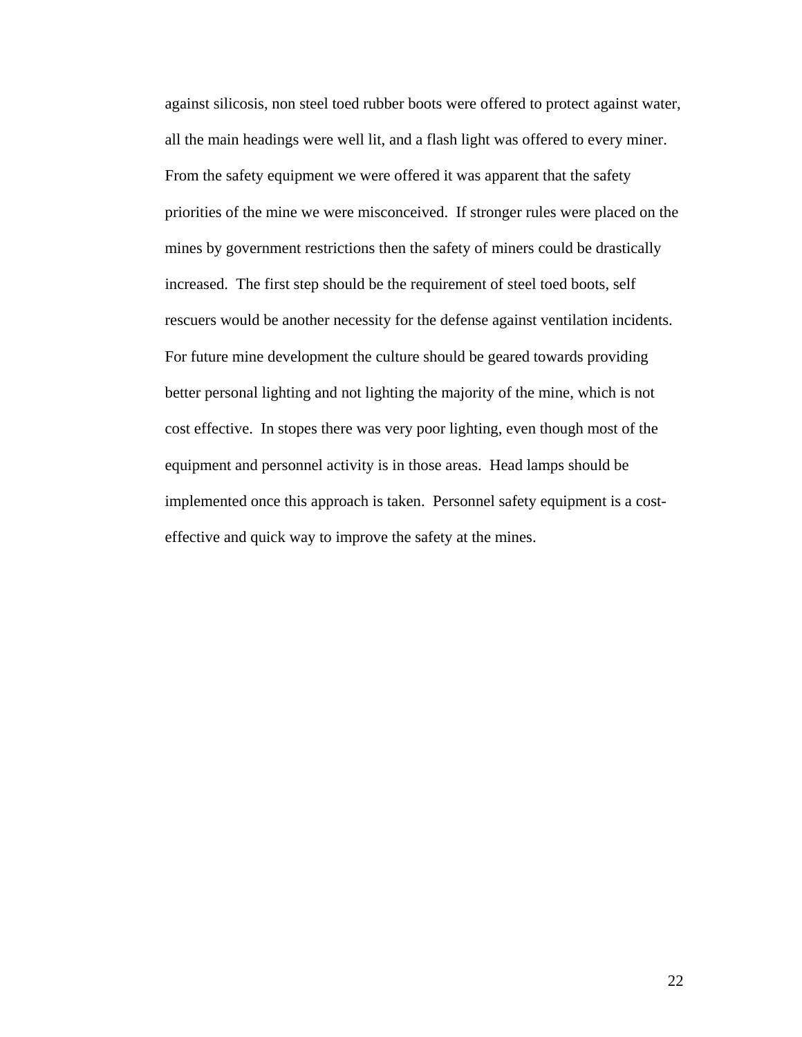against silicosis, non steel toed rubber boots were offered to protect against water, all the main headings were well lit, and a flash light was offered to every miner. From the safety equipment we were offered it was apparent that the safety priorities of the mine we were misconceived. If stronger rules were placed on the mines by government restrictions then the safety of miners could be drastically increased. The first step should be the requirement of steel toed boots, self rescuers would be another necessity for the defense against ventilation incidents. For future mine development the culture should be geared towards providing better personal lighting and not lighting the majority of the mine, which is not cost effective. In stopes there was very poor lighting, even though most of the equipment and personnel activity is in those areas. Head lamps should be implemented once this approach is taken. Personnel safety equipment is a cost-effective and quick way to improve the safety at the mines.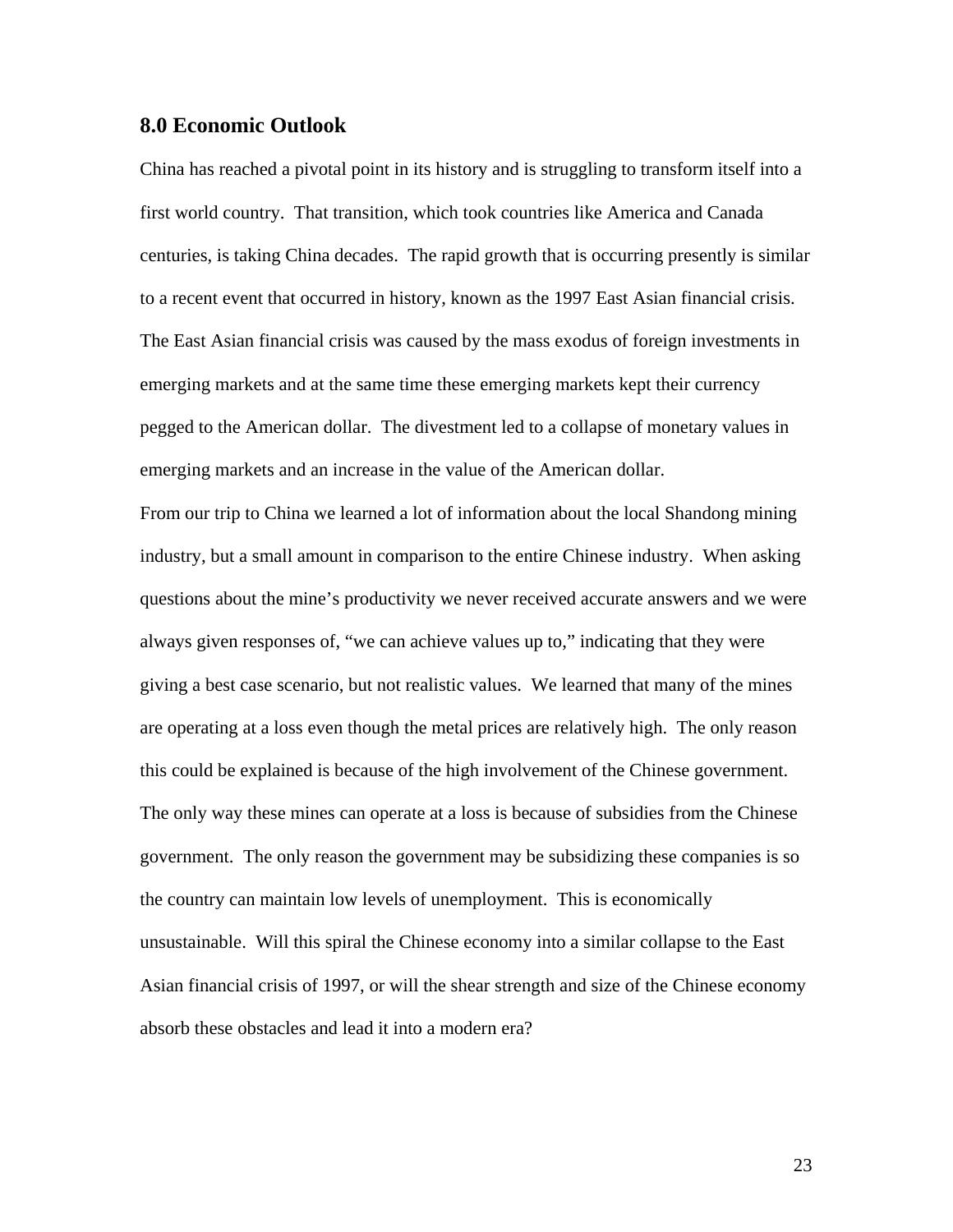## 8.0 Economic Outlook

China has reached a pivotal point in its history and is struggling to transform itself into a first world country. That transition, which took countries like America and Canada centuries, is taking China decades. The rapid growth that is occurring presently is similar to a recent event that occurred in history, known as the 1997 East Asian financial crisis. The East Asian financial crisis was caused by the mass exodus of foreign investments in emerging markets and at the same time these emerging markets kept their currency pegged to the American dollar. The divestment led to a collapse of monetary values in emerging markets and an increase in the value of the American dollar.

From our trip to China we learned a lot of information about the local Shandong mining industry, but a small amount in comparison to the entire Chinese industry. When asking questions about the mine's productivity we never received accurate answers and we were always given responses of, "we can achieve values up to," indicating that they were giving a best case scenario, but not realistic values. We learned that many of the mines are operating at a loss even though the metal prices are relatively high. The only reason this could be explained is because of the high involvement of the Chinese government. The only way these mines can operate at a loss is because of subsidies from the Chinese government. The only reason the government may be subsidizing these companies is so the country can maintain low levels of unemployment. This is economically unsustainable. Will this spiral the Chinese economy into a similar collapse to the East Asian financial crisis of 1997, or will the shear strength and size of the Chinese economy absorb these obstacles and lead it into a modern era?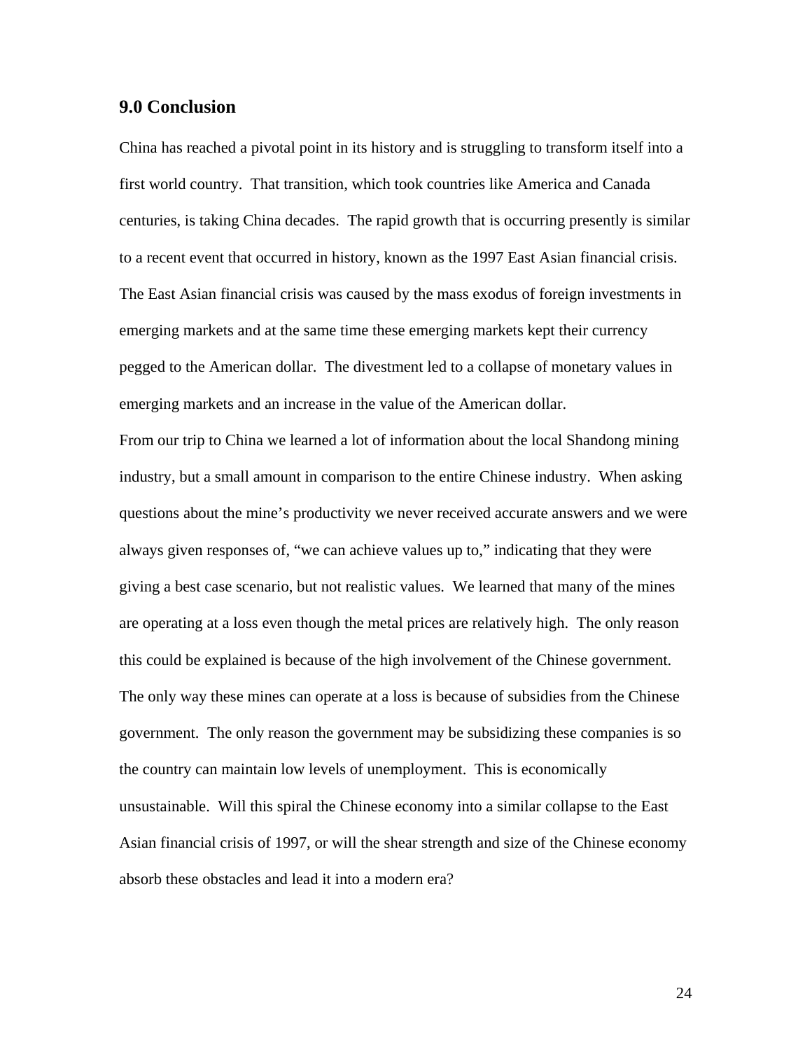## 9.0 Conclusion

China has reached a pivotal point in its history and is struggling to transform itself into a first world country. That transition, which took countries like America and Canada centuries, is taking China decades. The rapid growth that is occurring presently is similar to a recent event that occurred in history, known as the 1997 East Asian financial crisis. The East Asian financial crisis was caused by the mass exodus of foreign investments in emerging markets and at the same time these emerging markets kept their currency pegged to the American dollar. The divestment led to a collapse of monetary values in emerging markets and an increase in the value of the American dollar.

From our trip to China we learned a lot of information about the local Shandong mining industry, but a small amount in comparison to the entire Chinese industry. When asking questions about the mine's productivity we never received accurate answers and we were always given responses of, "we can achieve values up to," indicating that they were giving a best case scenario, but not realistic values. We learned that many of the mines are operating at a loss even though the metal prices are relatively high. The only reason this could be explained is because of the high involvement of the Chinese government. The only way these mines can operate at a loss is because of subsidies from the Chinese government. The only reason the government may be subsidizing these companies is so the country can maintain low levels of unemployment. This is economically unsustainable. Will this spiral the Chinese economy into a similar collapse to the East Asian financial crisis of 1997, or will the shear strength and size of the Chinese economy absorb these obstacles and lead it into a modern era?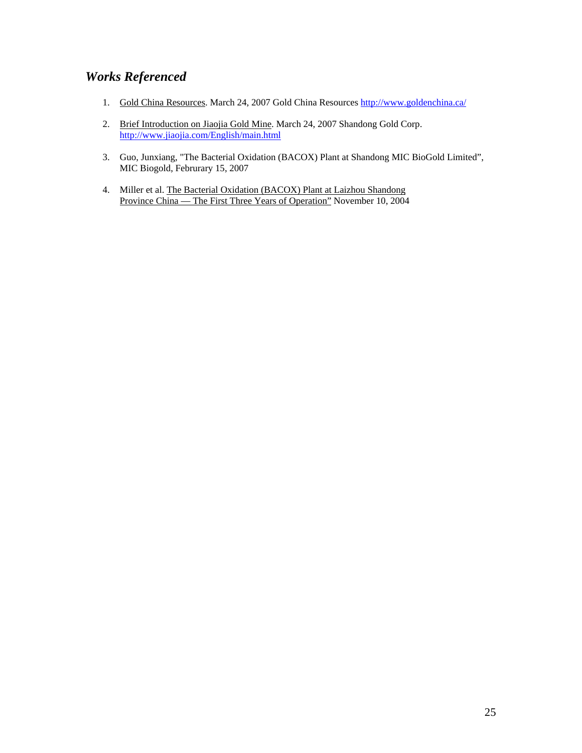## *Works Referenced*

1. Gold China Resources. March 24, 2007 Gold China Resources http://www.goldenchina.ca/

2. Brief Introduction on Jiaojia Gold Mine. March 24, 2007 Shandong Gold Corp. http://www.jiaojia.com/English/main.html

3. Guo, Junxiang, "The Bacterial Oxidation (BACOX) Plant at Shandong MIC BioGold Limited", MIC Biogold, Februrary 15, 2007

4. Miller et al. The Bacterial Oxidation (BACOX) Plant at Laizhou Shandong Province China — The First Three Years of Operation" November 10, 2004